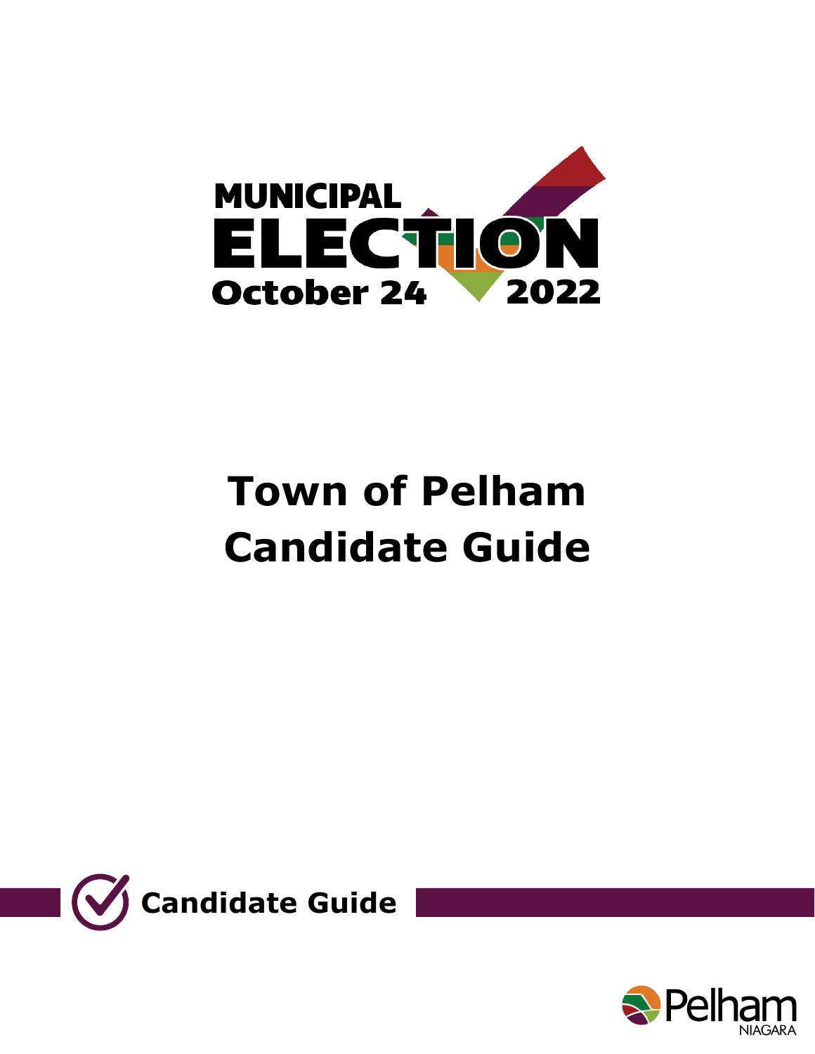MUNICIPAL ELECTION October 24 2022

# Town of Pelham Candidate Guide

## Candidate Guide

Pelham NIAGARA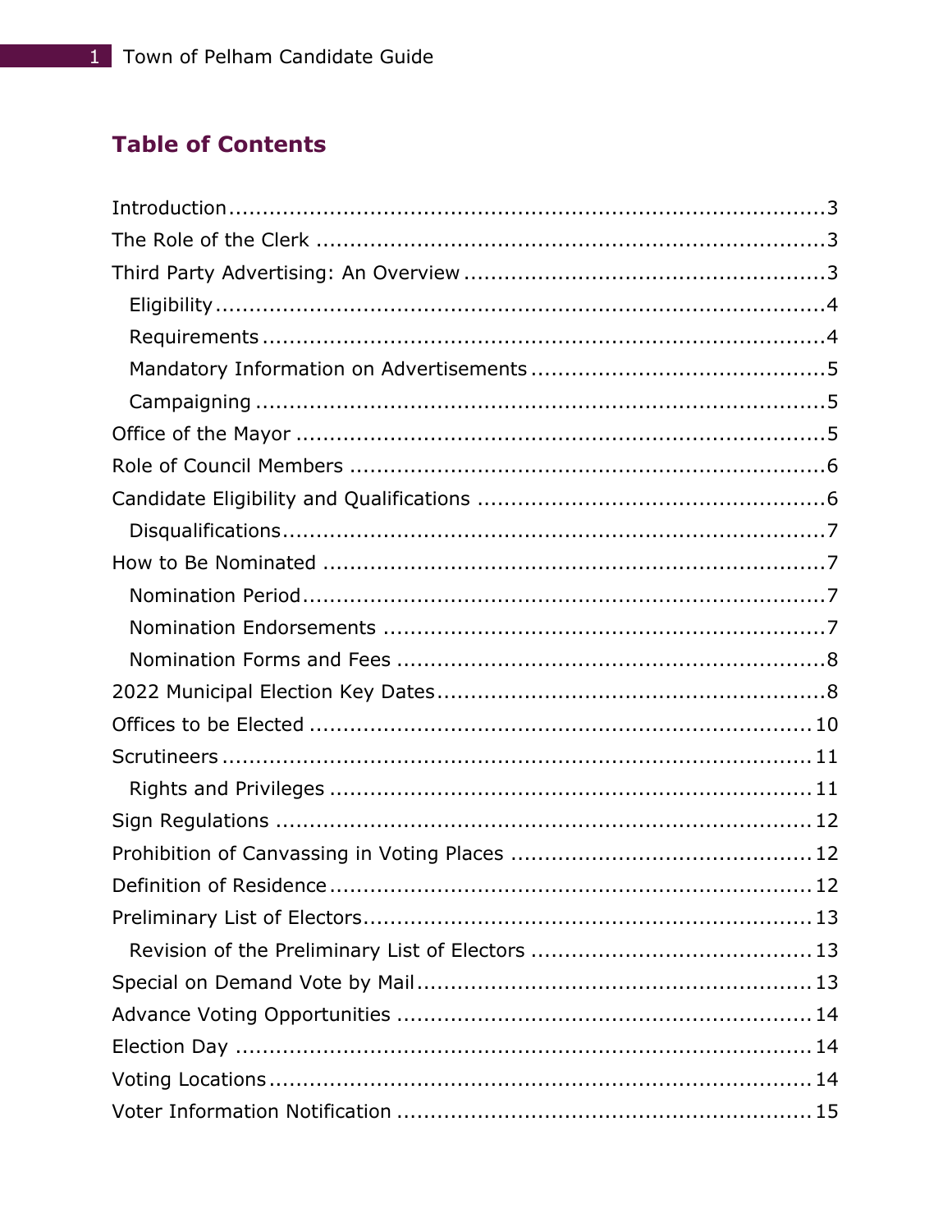## Table of Contents

- Introduction ........................................................................................3
- The Role of the Clerk ...........................................................................3
- Third Party Advertising: An Overview .....................................................3
  - Eligibility ..........................................................................................4
  - Requirements .....................................................................................4
  - Mandatory Information on Advertisements ............................................5
  - Campaigning .......................................................................................5
- Office of the Mayor ...............................................................................5
- Role of Council Members .......................................................................6
- Candidate Eligibility and Qualifications ...................................................6
  - Disqualifications ..................................................................................7
- How to Be Nominated ...........................................................................7
  - Nomination Period ...............................................................................7
  - Nomination Endorsements ...................................................................7
  - Nomination Forms and Fees .................................................................8
- 2022 Municipal Election Key Dates ..........................................................8
- Offices to be Elected ...........................................................................10
- Scrutineers ........................................................................................11
  - Rights and Privileges .........................................................................11
- Sign Regulations .................................................................................12
- Prohibition of Canvassing in Voting Places .............................................12
- Definition of Residence ........................................................................12
- Preliminary List of Electors ..................................................................13
  - Revision of the Preliminary List of Electors ..........................................13
- Special on Demand Vote by Mail ...........................................................13
- Advance Voting Opportunities ..............................................................14
- Election Day .......................................................................................14
- Voting Locations .................................................................................14
- Voter Information Notification .............................................................15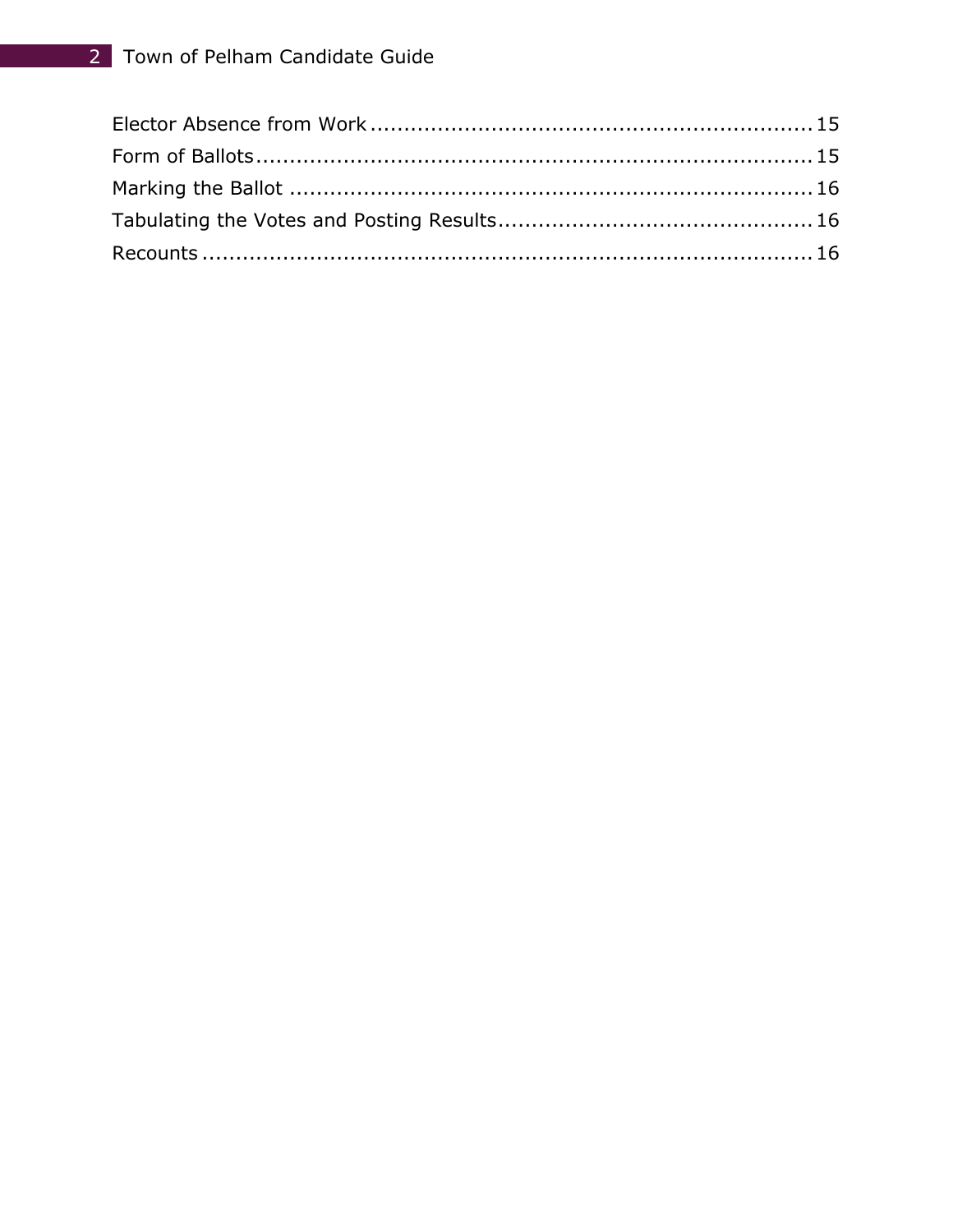Elector Absence from Work .................................................................. 15

Form of Ballots ..................................................................................... 15

Marking the Ballot ................................................................................ 16

Tabulating the Votes and Posting Results ............................................... 16

Recounts .............................................................................................. 16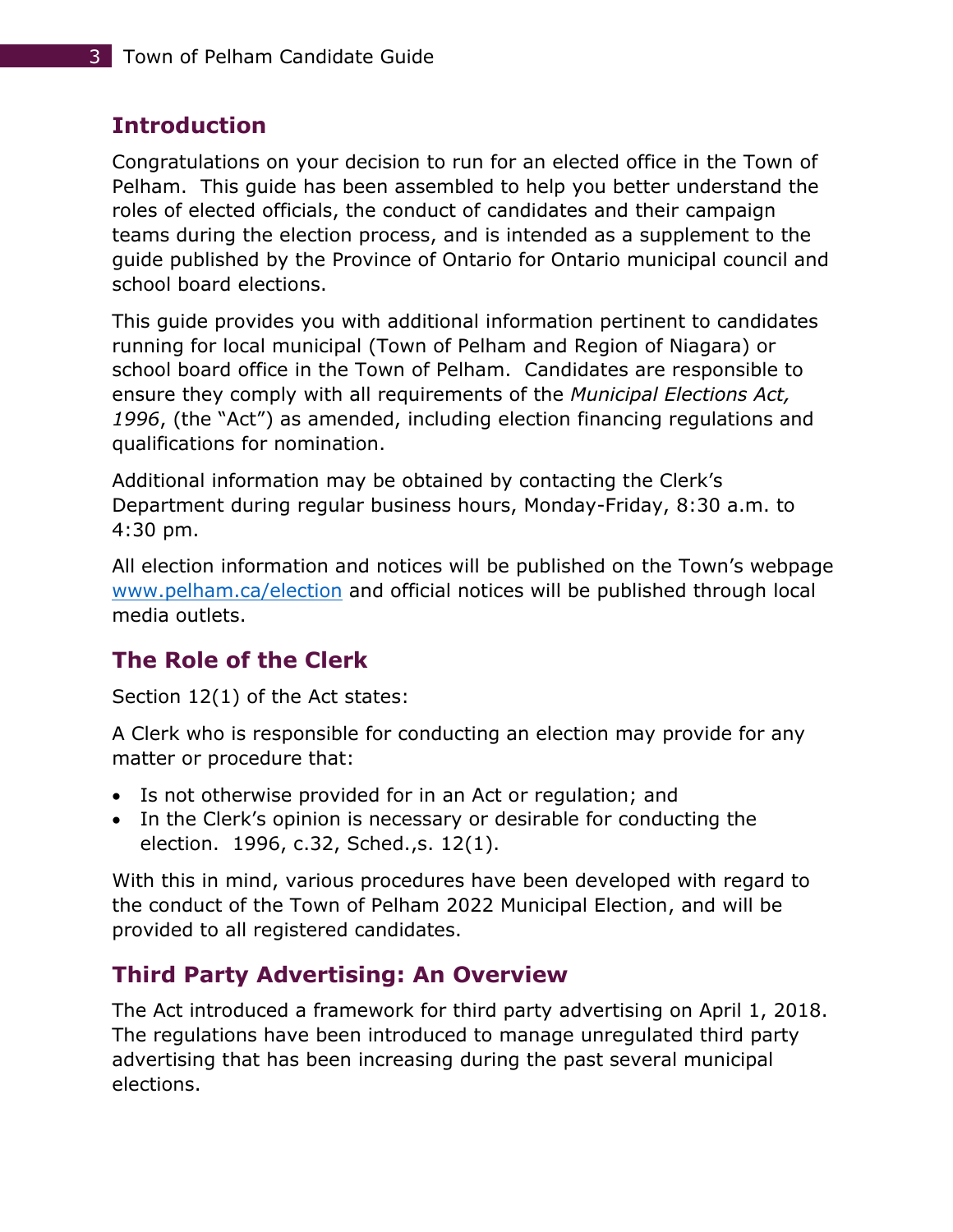## Introduction

Congratulations on your decision to run for an elected office in the Town of Pelham. This guide has been assembled to help you better understand the roles of elected officials, the conduct of candidates and their campaign teams during the election process, and is intended as a supplement to the guide published by the Province of Ontario for Ontario municipal council and school board elections.

This guide provides you with additional information pertinent to candidates running for local municipal (Town of Pelham and Region of Niagara) or school board office in the Town of Pelham. Candidates are responsible to ensure they comply with all requirements of the *Municipal Elections Act, 1996*, (the "Act") as amended, including election financing regulations and qualifications for nomination.

Additional information may be obtained by contacting the Clerk's Department during regular business hours, Monday-Friday, 8:30 a.m. to 4:30 pm.

All election information and notices will be published on the Town's webpage [www.pelham.ca/election](http://www.pelham.ca/election) and official notices will be published through local media outlets.

## The Role of the Clerk

Section 12(1) of the Act states:

A Clerk who is responsible for conducting an election may provide for any matter or procedure that:

- Is not otherwise provided for in an Act or regulation; and
- In the Clerk's opinion is necessary or desirable for conducting the election. 1996, c.32, Sched.,s. 12(1).

With this in mind, various procedures have been developed with regard to the conduct of the Town of Pelham 2022 Municipal Election, and will be provided to all registered candidates.

## Third Party Advertising: An Overview

The Act introduced a framework for third party advertising on April 1, 2018. The regulations have been introduced to manage unregulated third party advertising that has been increasing during the past several municipal elections.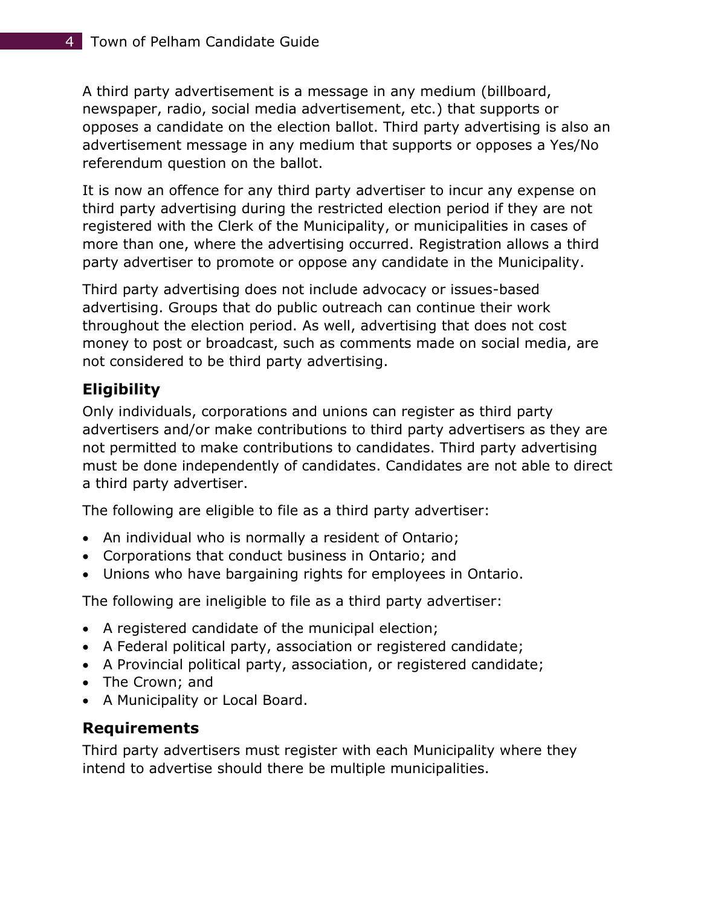A third party advertisement is a message in any medium (billboard, newspaper, radio, social media advertisement, etc.) that supports or opposes a candidate on the election ballot. Third party advertising is also an advertisement message in any medium that supports or opposes a Yes/No referendum question on the ballot.

It is now an offence for any third party advertiser to incur any expense on third party advertising during the restricted election period if they are not registered with the Clerk of the Municipality, or municipalities in cases of more than one, where the advertising occurred. Registration allows a third party advertiser to promote or oppose any candidate in the Municipality.

Third party advertising does not include advocacy or issues-based advertising. Groups that do public outreach can continue their work throughout the election period. As well, advertising that does not cost money to post or broadcast, such as comments made on social media, are not considered to be third party advertising.

### Eligibility

Only individuals, corporations and unions can register as third party advertisers and/or make contributions to third party advertisers as they are not permitted to make contributions to candidates. Third party advertising must be done independently of candidates. Candidates are not able to direct a third party advertiser.

The following are eligible to file as a third party advertiser:

- An individual who is normally a resident of Ontario;
- Corporations that conduct business in Ontario; and
- Unions who have bargaining rights for employees in Ontario.

The following are ineligible to file as a third party advertiser:

- A registered candidate of the municipal election;
- A Federal political party, association or registered candidate;
- A Provincial political party, association, or registered candidate;
- The Crown; and
- A Municipality or Local Board.

### Requirements

Third party advertisers must register with each Municipality where they intend to advertise should there be multiple municipalities.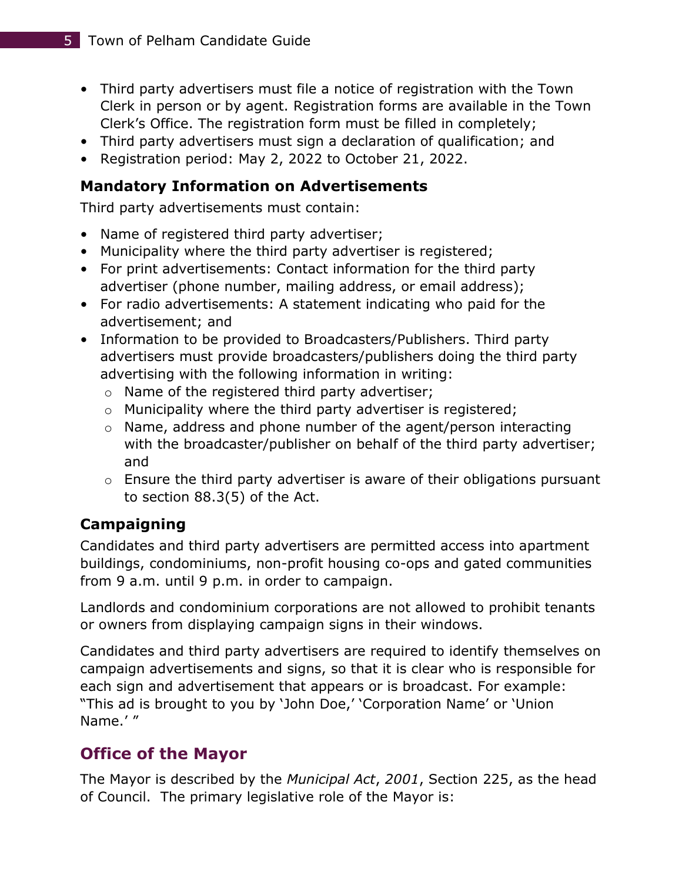- Third party advertisers must file a notice of registration with the Town Clerk in person or by agent. Registration forms are available in the Town Clerk's Office. The registration form must be filled in completely;
- Third party advertisers must sign a declaration of qualification; and
- Registration period: May 2, 2022 to October 21, 2022.

### Mandatory Information on Advertisements

Third party advertisements must contain:

- Name of registered third party advertiser;
- Municipality where the third party advertiser is registered;
- For print advertisements: Contact information for the third party advertiser (phone number, mailing address, or email address);
- For radio advertisements: A statement indicating who paid for the advertisement; and
- Information to be provided to Broadcasters/Publishers. Third party advertisers must provide broadcasters/publishers doing the third party advertising with the following information in writing:
  - Name of the registered third party advertiser;
  - Municipality where the third party advertiser is registered;
  - Name, address and phone number of the agent/person interacting with the broadcaster/publisher on behalf of the third party advertiser; and
  - Ensure the third party advertiser is aware of their obligations pursuant to section 88.3(5) of the Act.

### Campaigning

Candidates and third party advertisers are permitted access into apartment buildings, condominiums, non-profit housing co-ops and gated communities from 9 a.m. until 9 p.m. in order to campaign.

Landlords and condominium corporations are not allowed to prohibit tenants or owners from displaying campaign signs in their windows.

Candidates and third party advertisers are required to identify themselves on campaign advertisements and signs, so that it is clear who is responsible for each sign and advertisement that appears or is broadcast. For example: "This ad is brought to you by 'John Doe,' 'Corporation Name' or 'Union Name.' "

## Office of the Mayor

The Mayor is described by the *Municipal Act*, *2001*, Section 225, as the head of Council. The primary legislative role of the Mayor is: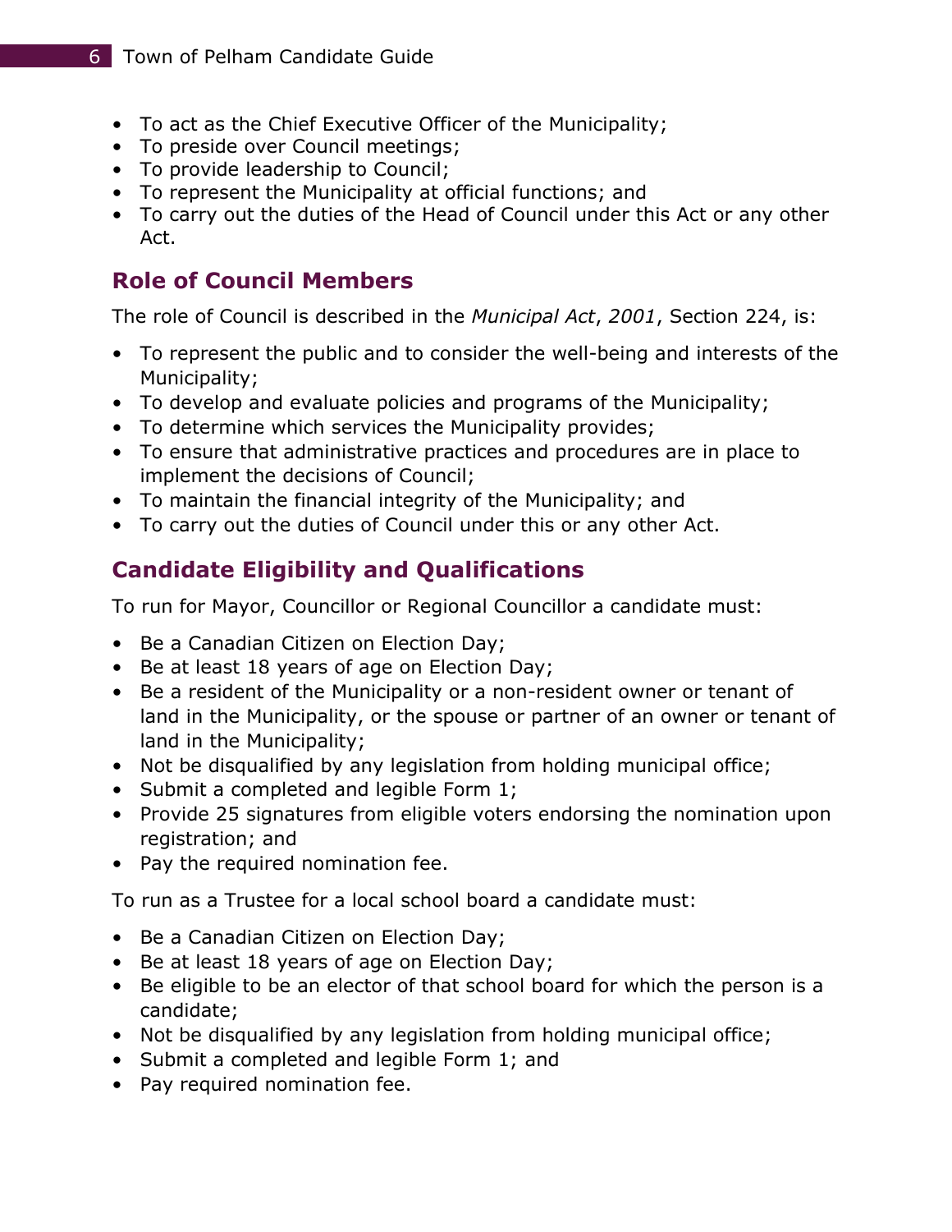- To act as the Chief Executive Officer of the Municipality;
- To preside over Council meetings;
- To provide leadership to Council;
- To represent the Municipality at official functions; and
- To carry out the duties of the Head of Council under this Act or any other Act.

## Role of Council Members

The role of Council is described in the *Municipal Act*, *2001*, Section 224, is:

- To represent the public and to consider the well-being and interests of the Municipality;
- To develop and evaluate policies and programs of the Municipality;
- To determine which services the Municipality provides;
- To ensure that administrative practices and procedures are in place to implement the decisions of Council;
- To maintain the financial integrity of the Municipality; and
- To carry out the duties of Council under this or any other Act.

## Candidate Eligibility and Qualifications

To run for Mayor, Councillor or Regional Councillor a candidate must:

- Be a Canadian Citizen on Election Day;
- Be at least 18 years of age on Election Day;
- Be a resident of the Municipality or a non-resident owner or tenant of land in the Municipality, or the spouse or partner of an owner or tenant of land in the Municipality;
- Not be disqualified by any legislation from holding municipal office;
- Submit a completed and legible Form 1;
- Provide 25 signatures from eligible voters endorsing the nomination upon registration; and
- Pay the required nomination fee.

To run as a Trustee for a local school board a candidate must:

- Be a Canadian Citizen on Election Day;
- Be at least 18 years of age on Election Day;
- Be eligible to be an elector of that school board for which the person is a candidate;
- Not be disqualified by any legislation from holding municipal office;
- Submit a completed and legible Form 1; and
- Pay required nomination fee.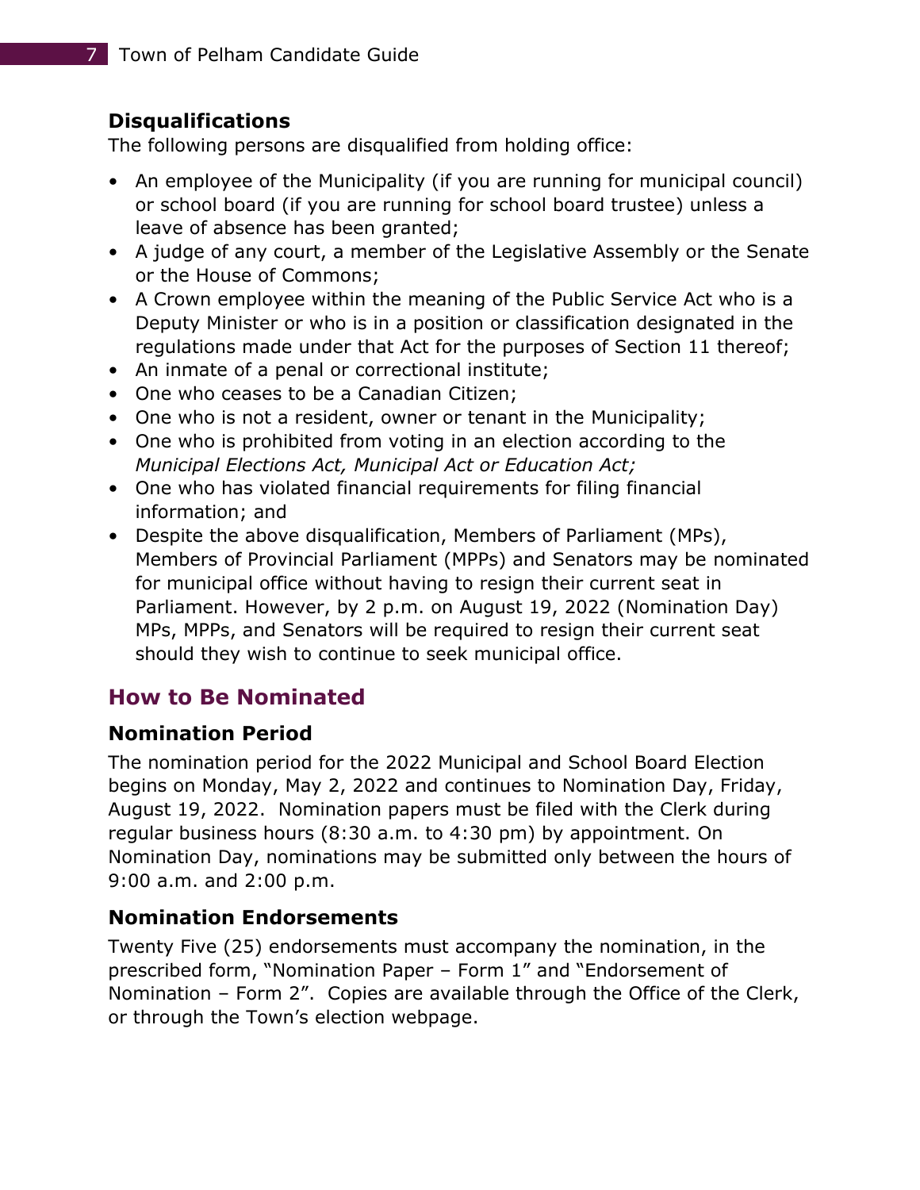### Disqualifications

The following persons are disqualified from holding office:

- An employee of the Municipality (if you are running for municipal council) or school board (if you are running for school board trustee) unless a leave of absence has been granted;
- A judge of any court, a member of the Legislative Assembly or the Senate or the House of Commons;
- A Crown employee within the meaning of the Public Service Act who is a Deputy Minister or who is in a position or classification designated in the regulations made under that Act for the purposes of Section 11 thereof;
- An inmate of a penal or correctional institute;
- One who ceases to be a Canadian Citizen;
- One who is not a resident, owner or tenant in the Municipality;
- One who is prohibited from voting in an election according to the *Municipal Elections Act, Municipal Act or Education Act;*
- One who has violated financial requirements for filing financial information; and
- Despite the above disqualification, Members of Parliament (MPs), Members of Provincial Parliament (MPPs) and Senators may be nominated for municipal office without having to resign their current seat in Parliament. However, by 2 p.m. on August 19, 2022 (Nomination Day) MPs, MPPs, and Senators will be required to resign their current seat should they wish to continue to seek municipal office.

## How to Be Nominated

### Nomination Period

The nomination period for the 2022 Municipal and School Board Election begins on Monday, May 2, 2022 and continues to Nomination Day, Friday, August 19, 2022. Nomination papers must be filed with the Clerk during regular business hours (8:30 a.m. to 4:30 pm) by appointment. On Nomination Day, nominations may be submitted only between the hours of 9:00 a.m. and 2:00 p.m.

### Nomination Endorsements

Twenty Five (25) endorsements must accompany the nomination, in the prescribed form, "Nomination Paper – Form 1" and "Endorsement of Nomination – Form 2". Copies are available through the Office of the Clerk, or through the Town's election webpage.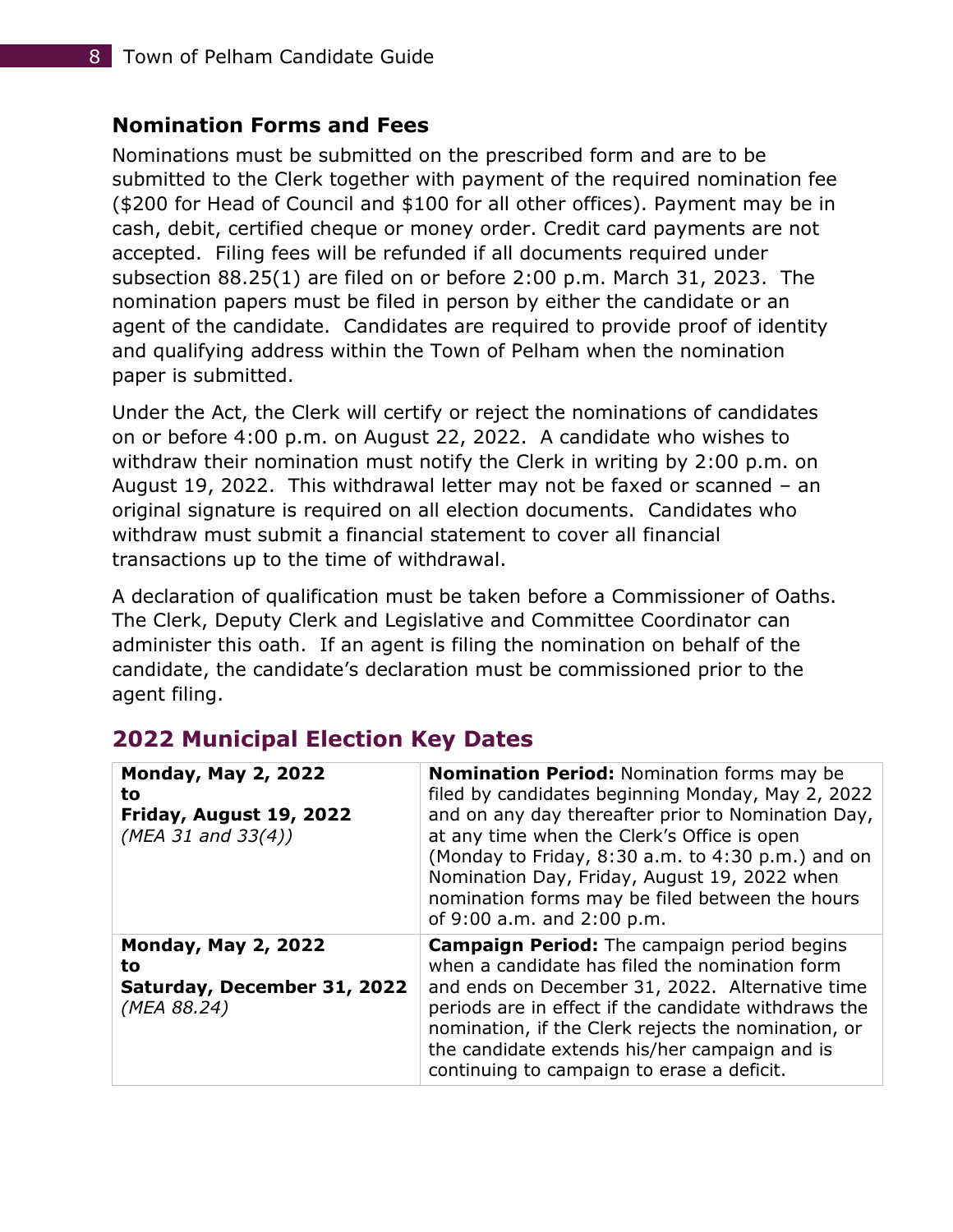### Nomination Forms and Fees

Nominations must be submitted on the prescribed form and are to be submitted to the Clerk together with payment of the required nomination fee ($200 for Head of Council and $100 for all other offices). Payment may be in cash, debit, certified cheque or money order. Credit card payments are not accepted. Filing fees will be refunded if all documents required under subsection 88.25(1) are filed on or before 2:00 p.m. March 31, 2023. The nomination papers must be filed in person by either the candidate or an agent of the candidate. Candidates are required to provide proof of identity and qualifying address within the Town of Pelham when the nomination paper is submitted.

Under the Act, the Clerk will certify or reject the nominations of candidates on or before 4:00 p.m. on August 22, 2022. A candidate who wishes to withdraw their nomination must notify the Clerk in writing by 2:00 p.m. on August 19, 2022. This withdrawal letter may not be faxed or scanned – an original signature is required on all election documents. Candidates who withdraw must submit a financial statement to cover all financial transactions up to the time of withdrawal.

A declaration of qualification must be taken before a Commissioner of Oaths. The Clerk, Deputy Clerk and Legislative and Committee Coordinator can administer this oath. If an agent is filing the nomination on behalf of the candidate, the candidate's declaration must be commissioned prior to the agent filing.

## 2022 Municipal Election Key Dates

| | |
|---|---|
| **Monday, May 2, 2022 to Friday, August 19, 2022** *(MEA 31 and 33(4))* | **Nomination Period:** Nomination forms may be filed by candidates beginning Monday, May 2, 2022 and on any day thereafter prior to Nomination Day, at any time when the Clerk's Office is open (Monday to Friday, 8:30 a.m. to 4:30 p.m.) and on Nomination Day, Friday, August 19, 2022 when nomination forms may be filed between the hours of 9:00 a.m. and 2:00 p.m. |
| **Monday, May 2, 2022 to Saturday, December 31, 2022** *(MEA 88.24)* | **Campaign Period:** The campaign period begins when a candidate has filed the nomination form and ends on December 31, 2022. Alternative time periods are in effect if the candidate withdraws the nomination, if the Clerk rejects the nomination, or the candidate extends his/her campaign and is continuing to campaign to erase a deficit. |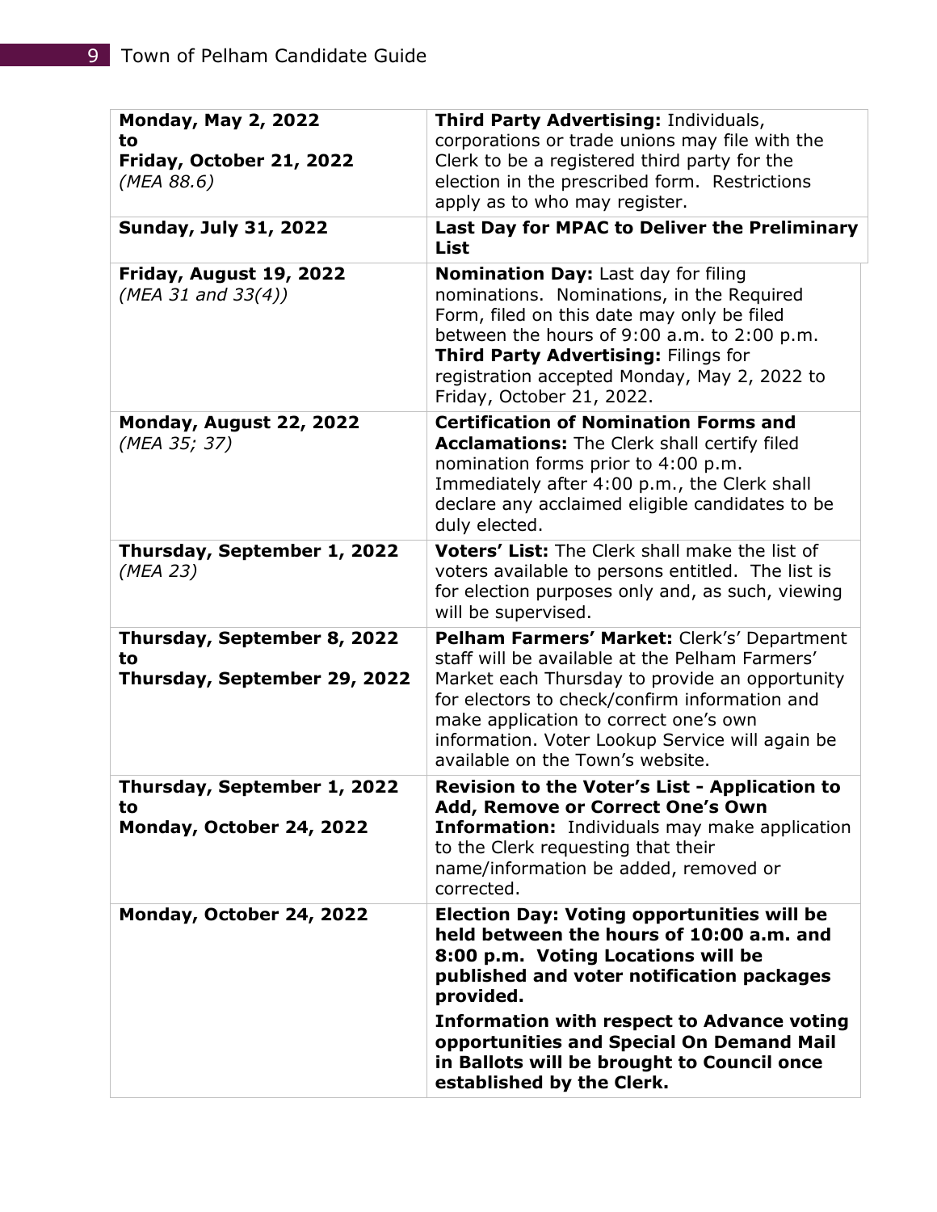| | |
|---|---|
| **Monday, May 2, 2022 to Friday, October 21, 2022** *(MEA 88.6)* | **Third Party Advertising:** Individuals, corporations or trade unions may file with the Clerk to be a registered third party for the election in the prescribed form. Restrictions apply as to who may register. |
| **Sunday, July 31, 2022** | **Last Day for MPAC to Deliver the Preliminary List** |
| **Friday, August 19, 2022** *(MEA 31 and 33(4))* | **Nomination Day:** Last day for filing nominations. Nominations, in the Required Form, filed on this date may only be filed between the hours of 9:00 a.m. to 2:00 p.m. **Third Party Advertising:** Filings for registration accepted Monday, May 2, 2022 to Friday, October 21, 2022. |
| **Monday, August 22, 2022** *(MEA 35; 37)* | **Certification of Nomination Forms and Acclamations:** The Clerk shall certify filed nomination forms prior to 4:00 p.m. Immediately after 4:00 p.m., the Clerk shall declare any acclaimed eligible candidates to be duly elected. |
| **Thursday, September 1, 2022** *(MEA 23)* | **Voters' List:** The Clerk shall make the list of voters available to persons entitled. The list is for election purposes only and, as such, viewing will be supervised. |
| **Thursday, September 8, 2022 to Thursday, September 29, 2022** | **Pelham Farmers' Market:** Clerk's' Department staff will be available at the Pelham Farmers' Market each Thursday to provide an opportunity for electors to check/confirm information and make application to correct one's own information. Voter Lookup Service will again be available on the Town's website. |
| **Thursday, September 1, 2022 to Monday, October 24, 2022** | **Revision to the Voter's List - Application to Add, Remove or Correct One's Own Information:** Individuals may make application to the Clerk requesting that their name/information be added, removed or corrected. |
| **Monday, October 24, 2022** | **Election Day: Voting opportunities will be held between the hours of 10:00 a.m. and 8:00 p.m. Voting Locations will be published and voter notification packages provided.** **Information with respect to Advance voting opportunities and Special On Demand Mail in Ballots will be brought to Council once established by the Clerk.** |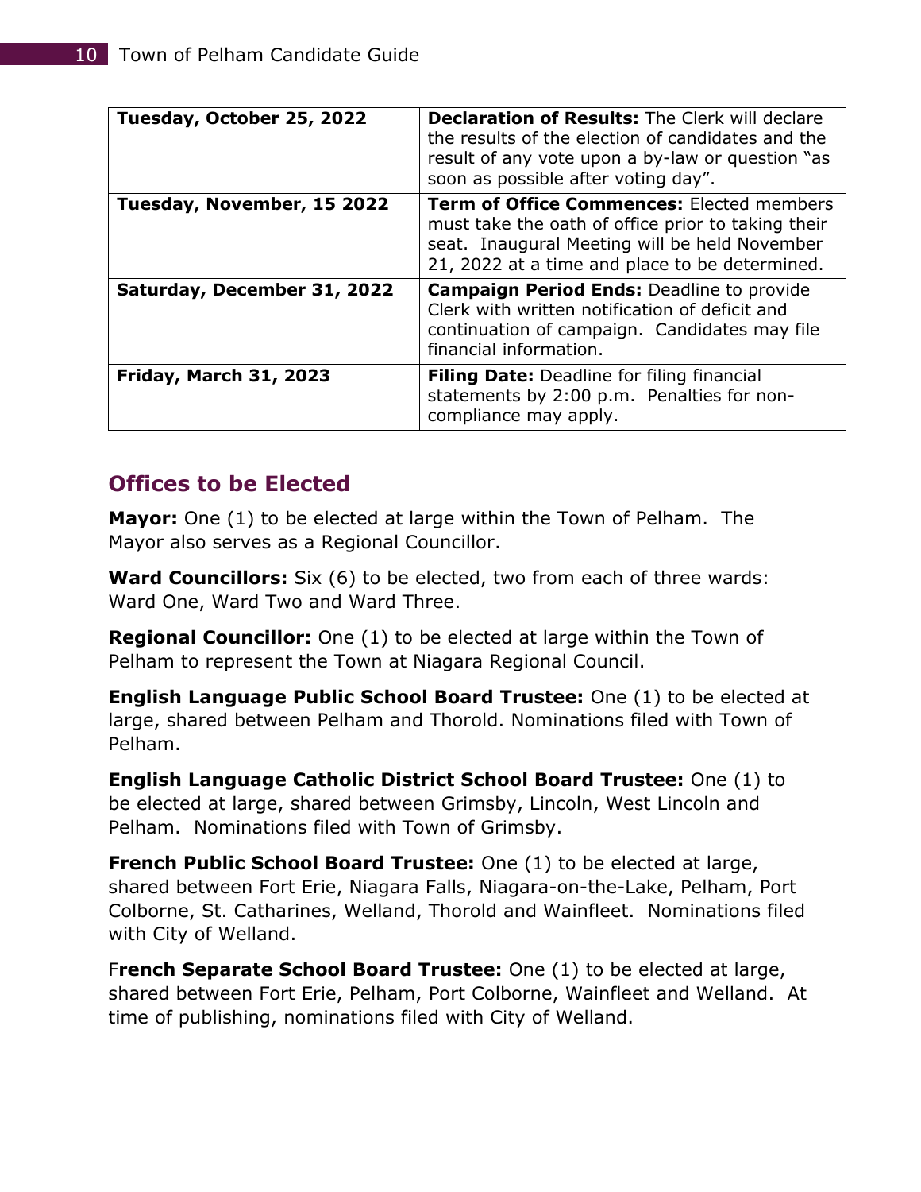| | |
|---|---|
| **Tuesday, October 25, 2022** | **Declaration of Results:** The Clerk will declare the results of the election of candidates and the result of any vote upon a by-law or question "as soon as possible after voting day". |
| **Tuesday, November, 15 2022** | **Term of Office Commences:** Elected members must take the oath of office prior to taking their seat. Inaugural Meeting will be held November 21, 2022 at a time and place to be determined. |
| **Saturday, December 31, 2022** | **Campaign Period Ends:** Deadline to provide Clerk with written notification of deficit and continuation of campaign. Candidates may file financial information. |
| **Friday, March 31, 2023** | **Filing Date:** Deadline for filing financial statements by 2:00 p.m. Penalties for non-compliance may apply. |

## Offices to be Elected

**Mayor:** One (1) to be elected at large within the Town of Pelham. The Mayor also serves as a Regional Councillor.

**Ward Councillors:** Six (6) to be elected, two from each of three wards: Ward One, Ward Two and Ward Three.

**Regional Councillor:** One (1) to be elected at large within the Town of Pelham to represent the Town at Niagara Regional Council.

**English Language Public School Board Trustee:** One (1) to be elected at large, shared between Pelham and Thorold. Nominations filed with Town of Pelham.

**English Language Catholic District School Board Trustee:** One (1) to be elected at large, shared between Grimsby, Lincoln, West Lincoln and Pelham. Nominations filed with Town of Grimsby.

**French Public School Board Trustee:** One (1) to be elected at large, shared between Fort Erie, Niagara Falls, Niagara-on-the-Lake, Pelham, Port Colborne, St. Catharines, Welland, Thorold and Wainfleet. Nominations filed with City of Welland.

F**rench Separate School Board Trustee:** One (1) to be elected at large, shared between Fort Erie, Pelham, Port Colborne, Wainfleet and Welland. At time of publishing, nominations filed with City of Welland.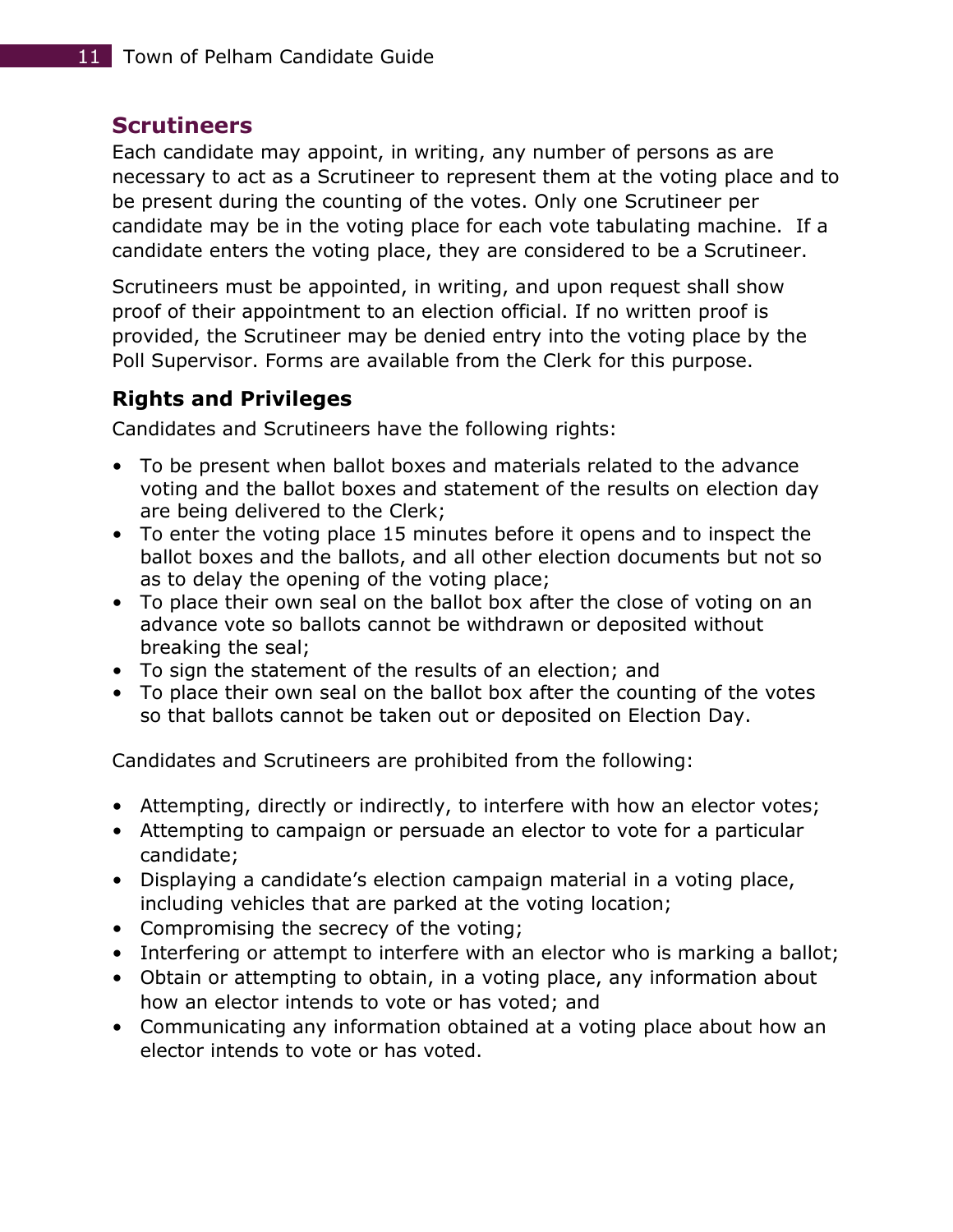## Scrutineers

Each candidate may appoint, in writing, any number of persons as are necessary to act as a Scrutineer to represent them at the voting place and to be present during the counting of the votes. Only one Scrutineer per candidate may be in the voting place for each vote tabulating machine. If a candidate enters the voting place, they are considered to be a Scrutineer.

Scrutineers must be appointed, in writing, and upon request shall show proof of their appointment to an election official. If no written proof is provided, the Scrutineer may be denied entry into the voting place by the Poll Supervisor. Forms are available from the Clerk for this purpose.

### Rights and Privileges

Candidates and Scrutineers have the following rights:

- To be present when ballot boxes and materials related to the advance voting and the ballot boxes and statement of the results on election day are being delivered to the Clerk;
- To enter the voting place 15 minutes before it opens and to inspect the ballot boxes and the ballots, and all other election documents but not so as to delay the opening of the voting place;
- To place their own seal on the ballot box after the close of voting on an advance vote so ballots cannot be withdrawn or deposited without breaking the seal;
- To sign the statement of the results of an election; and
- To place their own seal on the ballot box after the counting of the votes so that ballots cannot be taken out or deposited on Election Day.

Candidates and Scrutineers are prohibited from the following:

- Attempting, directly or indirectly, to interfere with how an elector votes;
- Attempting to campaign or persuade an elector to vote for a particular candidate;
- Displaying a candidate's election campaign material in a voting place, including vehicles that are parked at the voting location;
- Compromising the secrecy of the voting;
- Interfering or attempt to interfere with an elector who is marking a ballot;
- Obtain or attempting to obtain, in a voting place, any information about how an elector intends to vote or has voted; and
- Communicating any information obtained at a voting place about how an elector intends to vote or has voted.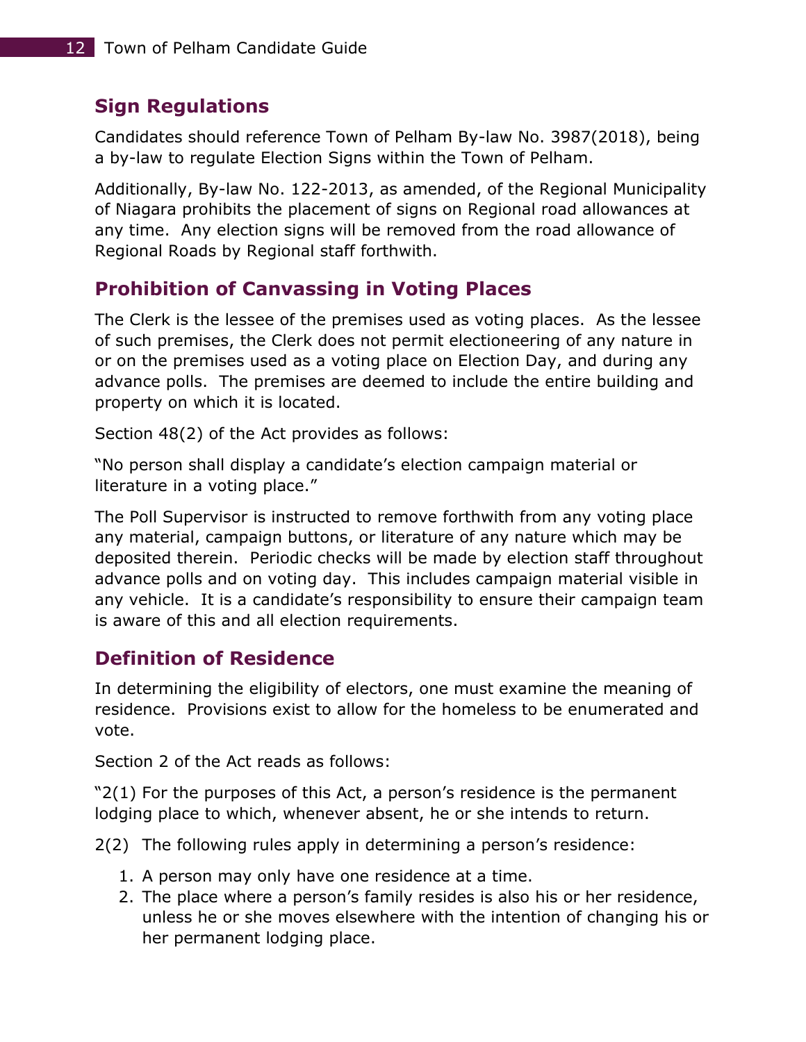## Sign Regulations

Candidates should reference Town of Pelham By-law No. 3987(2018), being a by-law to regulate Election Signs within the Town of Pelham.

Additionally, By-law No. 122-2013, as amended, of the Regional Municipality of Niagara prohibits the placement of signs on Regional road allowances at any time. Any election signs will be removed from the road allowance of Regional Roads by Regional staff forthwith.

## Prohibition of Canvassing in Voting Places

The Clerk is the lessee of the premises used as voting places. As the lessee of such premises, the Clerk does not permit electioneering of any nature in or on the premises used as a voting place on Election Day, and during any advance polls. The premises are deemed to include the entire building and property on which it is located.

Section 48(2) of the Act provides as follows:

"No person shall display a candidate's election campaign material or literature in a voting place."

The Poll Supervisor is instructed to remove forthwith from any voting place any material, campaign buttons, or literature of any nature which may be deposited therein. Periodic checks will be made by election staff throughout advance polls and on voting day. This includes campaign material visible in any vehicle. It is a candidate's responsibility to ensure their campaign team is aware of this and all election requirements.

## Definition of Residence

In determining the eligibility of electors, one must examine the meaning of residence. Provisions exist to allow for the homeless to be enumerated and vote.

Section 2 of the Act reads as follows:

"2(1) For the purposes of this Act, a person's residence is the permanent lodging place to which, whenever absent, he or she intends to return.

2(2) The following rules apply in determining a person's residence:

1. A person may only have one residence at a time.
2. The place where a person's family resides is also his or her residence, unless he or she moves elsewhere with the intention of changing his or her permanent lodging place.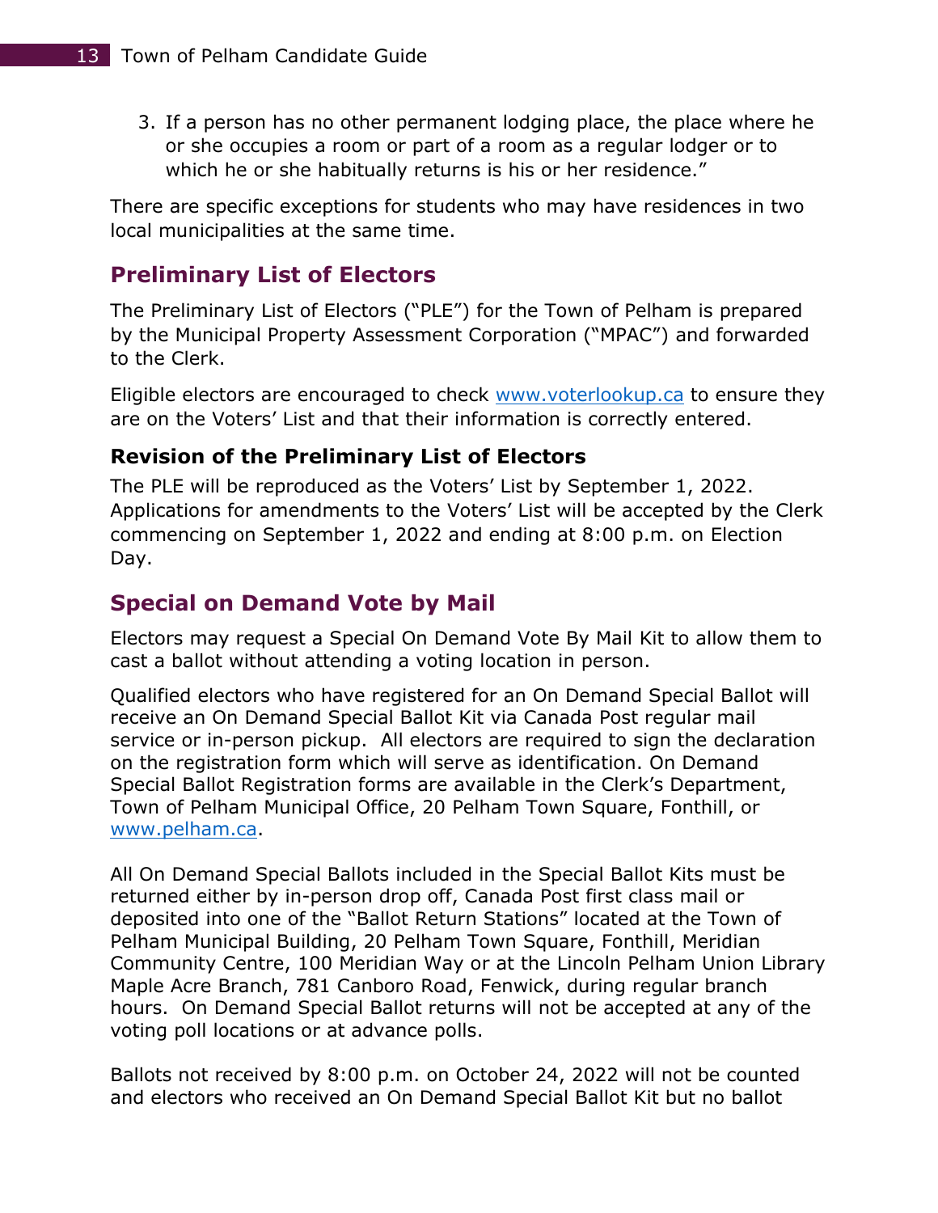3. If a person has no other permanent lodging place, the place where he or she occupies a room or part of a room as a regular lodger or to which he or she habitually returns is his or her residence."

There are specific exceptions for students who may have residences in two local municipalities at the same time.

## Preliminary List of Electors

The Preliminary List of Electors ("PLE") for the Town of Pelham is prepared by the Municipal Property Assessment Corporation ("MPAC") and forwarded to the Clerk.

Eligible electors are encouraged to check [www.voterlookup.ca](http://www.voterlookup.ca) to ensure they are on the Voters' List and that their information is correctly entered.

### Revision of the Preliminary List of Electors

The PLE will be reproduced as the Voters' List by September 1, 2022. Applications for amendments to the Voters' List will be accepted by the Clerk commencing on September 1, 2022 and ending at 8:00 p.m. on Election Day.

## Special on Demand Vote by Mail

Electors may request a Special On Demand Vote By Mail Kit to allow them to cast a ballot without attending a voting location in person.

Qualified electors who have registered for an On Demand Special Ballot will receive an On Demand Special Ballot Kit via Canada Post regular mail service or in-person pickup. All electors are required to sign the declaration on the registration form which will serve as identification. On Demand Special Ballot Registration forms are available in the Clerk's Department, Town of Pelham Municipal Office, 20 Pelham Town Square, Fonthill, or [www.pelham.ca](http://www.pelham.ca).

All On Demand Special Ballots included in the Special Ballot Kits must be returned either by in-person drop off, Canada Post first class mail or deposited into one of the "Ballot Return Stations" located at the Town of Pelham Municipal Building, 20 Pelham Town Square, Fonthill, Meridian Community Centre, 100 Meridian Way or at the Lincoln Pelham Union Library Maple Acre Branch, 781 Canboro Road, Fenwick, during regular branch hours. On Demand Special Ballot returns will not be accepted at any of the voting poll locations or at advance polls.

Ballots not received by 8:00 p.m. on October 24, 2022 will not be counted and electors who received an On Demand Special Ballot Kit but no ballot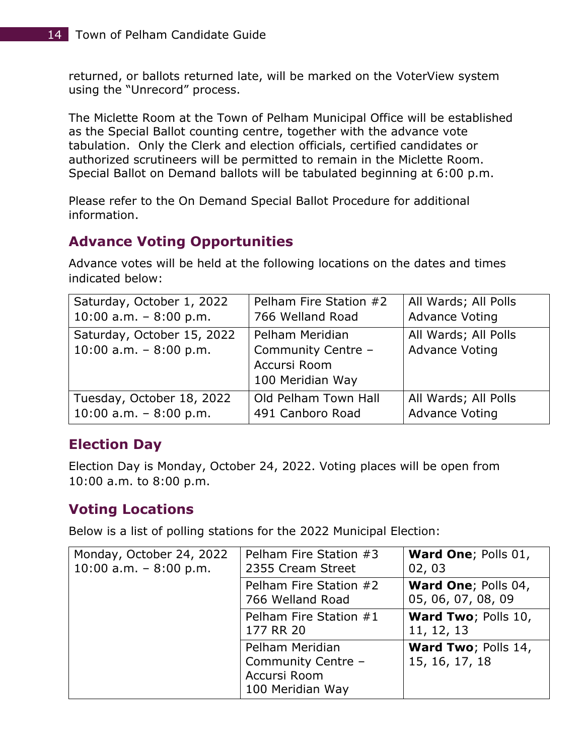returned, or ballots returned late, will be marked on the VoterView system using the "Unrecord" process.

The Miclette Room at the Town of Pelham Municipal Office will be established as the Special Ballot counting centre, together with the advance vote tabulation. Only the Clerk and election officials, certified candidates or authorized scrutineers will be permitted to remain in the Miclette Room. Special Ballot on Demand ballots will be tabulated beginning at 6:00 p.m.

Please refer to the On Demand Special Ballot Procedure for additional information.

## Advance Voting Opportunities

Advance votes will be held at the following locations on the dates and times indicated below:

| | | |
|---|---|---|
| Saturday, October 1, 2022<br>10:00 a.m. – 8:00 p.m. | Pelham Fire Station #2<br>766 Welland Road | All Wards; All Polls Advance Voting |
| Saturday, October 15, 2022<br>10:00 a.m. – 8:00 p.m. | Pelham Meridian Community Centre – Accursi Room<br>100 Meridian Way | All Wards; All Polls Advance Voting |
| Tuesday, October 18, 2022<br>10:00 a.m. – 8:00 p.m. | Old Pelham Town Hall<br>491 Canboro Road | All Wards; All Polls Advance Voting |

## Election Day

Election Day is Monday, October 24, 2022. Voting places will be open from 10:00 a.m. to 8:00 p.m.

## Voting Locations

Below is a list of polling stations for the 2022 Municipal Election:

| | | |
|---|---|---|
| Monday, October 24, 2022<br>10:00 a.m. – 8:00 p.m. | Pelham Fire Station #3<br>2355 Cream Street | **Ward One**; Polls 01, 02, 03 |
| | Pelham Fire Station #2<br>766 Welland Road | **Ward One**; Polls 04, 05, 06, 07, 08, 09 |
| | Pelham Fire Station #1<br>177 RR 20 | **Ward Two**; Polls 10, 11, 12, 13 |
| | Pelham Meridian Community Centre – Accursi Room<br>100 Meridian Way | **Ward Two**; Polls 14, 15, 16, 17, 18 |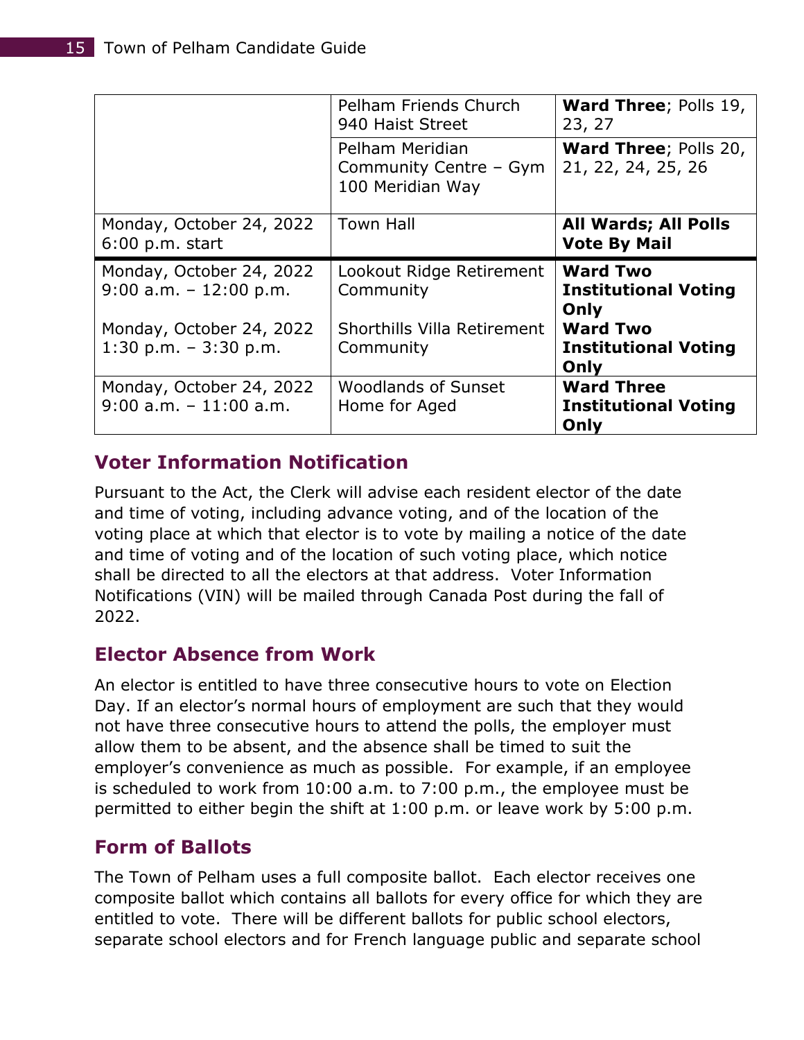| | | |
|---|---|---|
| | Pelham Friends Church<br>940 Haist Street | **Ward Three**; Polls 19, 23, 27 |
| | Pelham Meridian Community Centre – Gym<br>100 Meridian Way | **Ward Three**; Polls 20, 21, 22, 24, 25, 26 |
| Monday, October 24, 2022<br>6:00 p.m. start | Town Hall | **All Wards; All Polls Vote By Mail** |
| Monday, October 24, 2022<br>9:00 a.m. – 12:00 p.m.<br><br>Monday, October 24, 2022<br>1:30 p.m. – 3:30 p.m. | Lookout Ridge Retirement Community<br><br>Shorthills Villa Retirement Community | **Ward Two Institutional Voting Only**<br><br>**Ward Two Institutional Voting Only** |
| Monday, October 24, 2022<br>9:00 a.m. – 11:00 a.m. | Woodlands of Sunset Home for Aged | **Ward Three Institutional Voting Only** |

## Voter Information Notification

Pursuant to the Act, the Clerk will advise each resident elector of the date and time of voting, including advance voting, and of the location of the voting place at which that elector is to vote by mailing a notice of the date and time of voting and of the location of such voting place, which notice shall be directed to all the electors at that address. Voter Information Notifications (VIN) will be mailed through Canada Post during the fall of 2022.

## Elector Absence from Work

An elector is entitled to have three consecutive hours to vote on Election Day. If an elector's normal hours of employment are such that they would not have three consecutive hours to attend the polls, the employer must allow them to be absent, and the absence shall be timed to suit the employer's convenience as much as possible. For example, if an employee is scheduled to work from 10:00 a.m. to 7:00 p.m., the employee must be permitted to either begin the shift at 1:00 p.m. or leave work by 5:00 p.m.

## Form of Ballots

The Town of Pelham uses a full composite ballot. Each elector receives one composite ballot which contains all ballots for every office for which they are entitled to vote. There will be different ballots for public school electors, separate school electors and for French language public and separate school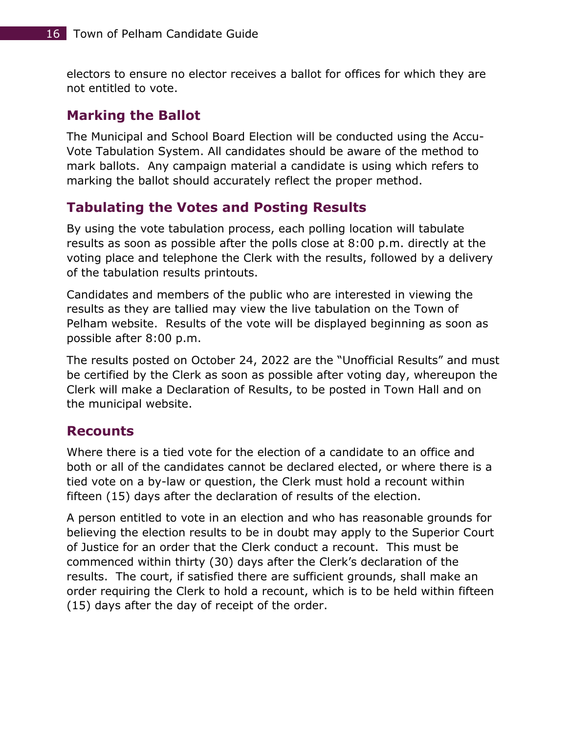electors to ensure no elector receives a ballot for offices for which they are not entitled to vote.

## Marking the Ballot

The Municipal and School Board Election will be conducted using the Accu-Vote Tabulation System. All candidates should be aware of the method to mark ballots. Any campaign material a candidate is using which refers to marking the ballot should accurately reflect the proper method.

## Tabulating the Votes and Posting Results

By using the vote tabulation process, each polling location will tabulate results as soon as possible after the polls close at 8:00 p.m. directly at the voting place and telephone the Clerk with the results, followed by a delivery of the tabulation results printouts.

Candidates and members of the public who are interested in viewing the results as they are tallied may view the live tabulation on the Town of Pelham website. Results of the vote will be displayed beginning as soon as possible after 8:00 p.m.

The results posted on October 24, 2022 are the "Unofficial Results" and must be certified by the Clerk as soon as possible after voting day, whereupon the Clerk will make a Declaration of Results, to be posted in Town Hall and on the municipal website.

## Recounts

Where there is a tied vote for the election of a candidate to an office and both or all of the candidates cannot be declared elected, or where there is a tied vote on a by-law or question, the Clerk must hold a recount within fifteen (15) days after the declaration of results of the election.

A person entitled to vote in an election and who has reasonable grounds for believing the election results to be in doubt may apply to the Superior Court of Justice for an order that the Clerk conduct a recount. This must be commenced within thirty (30) days after the Clerk's declaration of the results. The court, if satisfied there are sufficient grounds, shall make an order requiring the Clerk to hold a recount, which is to be held within fifteen (15) days after the day of receipt of the order.